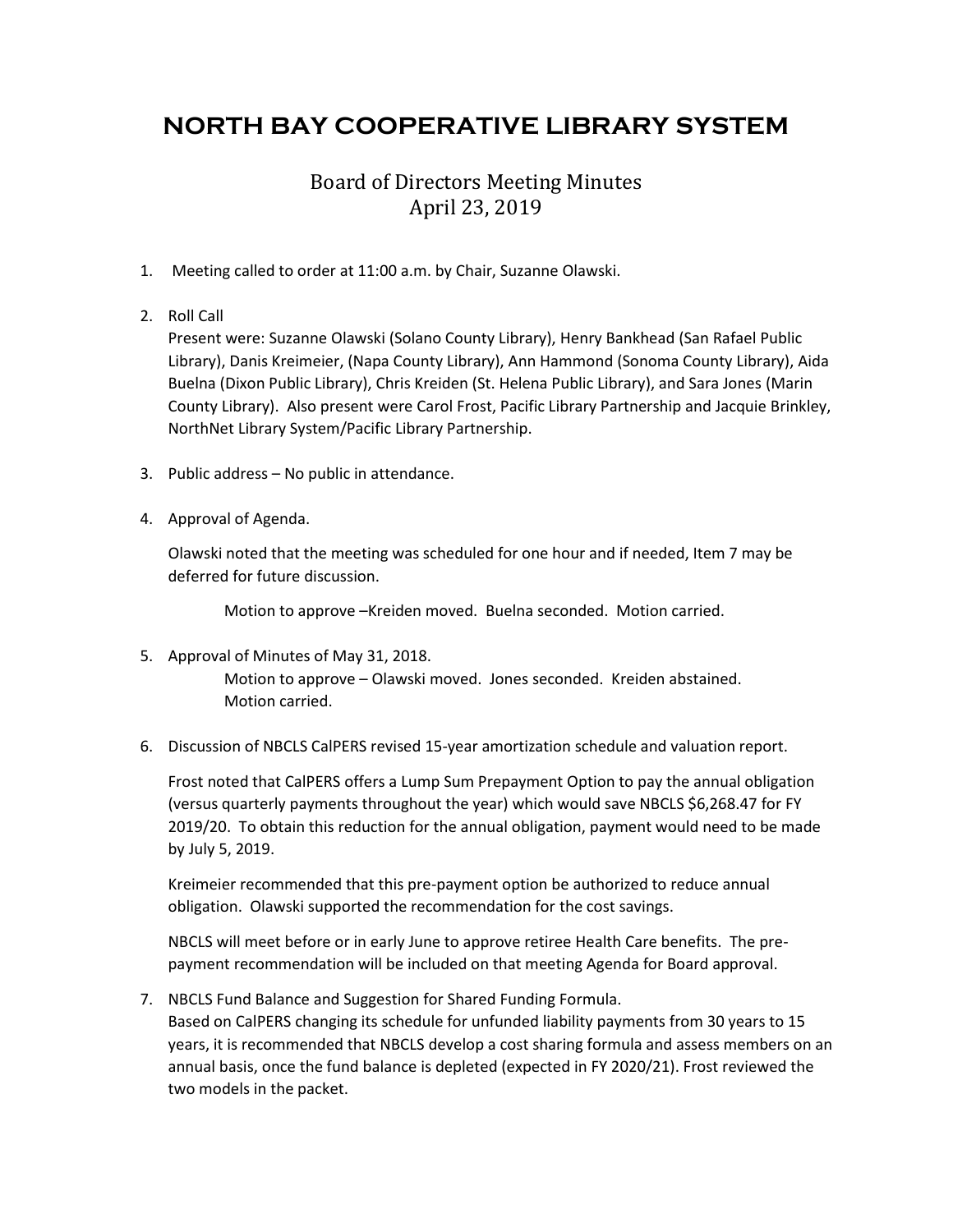# NORTH BAY COOPERATIVE LIBRARY SYSTEM

## Board of Directors Meeting Minutes
## April 23, 2019

1. Meeting called to order at 11:00 a.m. by Chair, Suzanne Olawski.

2. Roll Call
   Present were: Suzanne Olawski (Solano County Library), Henry Bankhead (San Rafael Public Library), Danis Kreimeier, (Napa County Library), Ann Hammond (Sonoma County Library), Aida Buelna (Dixon Public Library), Chris Kreiden (St. Helena Public Library), and Sara Jones (Marin County Library). Also present were Carol Frost, Pacific Library Partnership and Jacquie Brinkley, NorthNet Library System/Pacific Library Partnership.

3. Public address – No public in attendance.

4. Approval of Agenda.

   Olawski noted that the meeting was scheduled for one hour and if needed, Item 7 may be deferred for future discussion.

   Motion to approve –Kreiden moved. Buelna seconded. Motion carried.

5. Approval of Minutes of May 31, 2018.
   Motion to approve – Olawski moved. Jones seconded. Kreiden abstained.
   Motion carried.

6. Discussion of NBCLS CalPERS revised 15-year amortization schedule and valuation report.

   Frost noted that CalPERS offers a Lump Sum Prepayment Option to pay the annual obligation (versus quarterly payments throughout the year) which would save NBCLS $6,268.47 for FY 2019/20. To obtain this reduction for the annual obligation, payment would need to be made by July 5, 2019.

   Kreimeier recommended that this pre-payment option be authorized to reduce annual obligation. Olawski supported the recommendation for the cost savings.

   NBCLS will meet before or in early June to approve retiree Health Care benefits. The pre-payment recommendation will be included on that meeting Agenda for Board approval.

7. NBCLS Fund Balance and Suggestion for Shared Funding Formula.
   Based on CalPERS changing its schedule for unfunded liability payments from 30 years to 15 years, it is recommended that NBCLS develop a cost sharing formula and assess members on an annual basis, once the fund balance is depleted (expected in FY 2020/21). Frost reviewed the two models in the packet.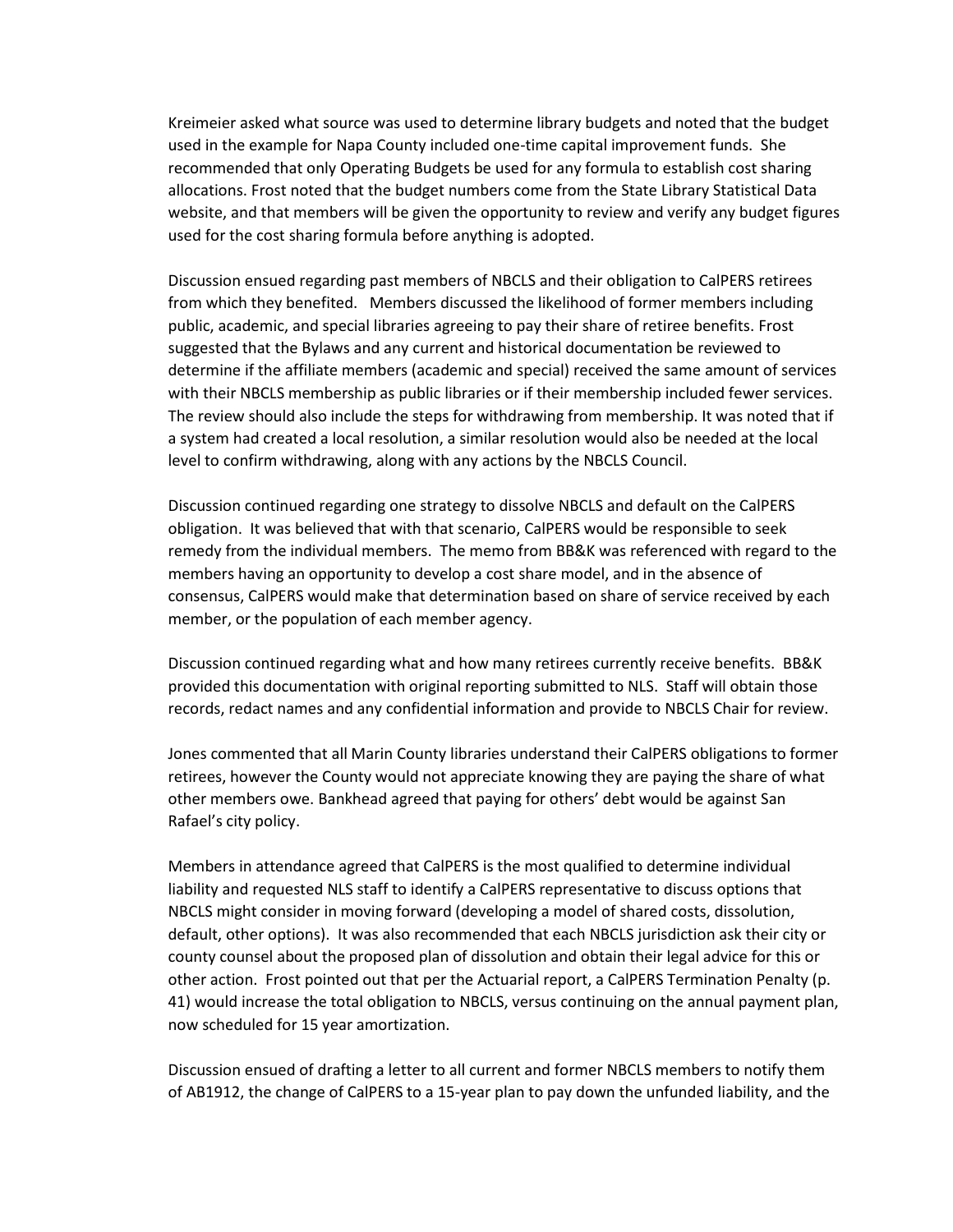Kreimeier asked what source was used to determine library budgets and noted that the budget used in the example for Napa County included one-time capital improvement funds. She recommended that only Operating Budgets be used for any formula to establish cost sharing allocations. Frost noted that the budget numbers come from the State Library Statistical Data website, and that members will be given the opportunity to review and verify any budget figures used for the cost sharing formula before anything is adopted.

Discussion ensued regarding past members of NBCLS and their obligation to CalPERS retirees from which they benefited. Members discussed the likelihood of former members including public, academic, and special libraries agreeing to pay their share of retiree benefits. Frost suggested that the Bylaws and any current and historical documentation be reviewed to determine if the affiliate members (academic and special) received the same amount of services with their NBCLS membership as public libraries or if their membership included fewer services. The review should also include the steps for withdrawing from membership. It was noted that if a system had created a local resolution, a similar resolution would also be needed at the local level to confirm withdrawing, along with any actions by the NBCLS Council.

Discussion continued regarding one strategy to dissolve NBCLS and default on the CalPERS obligation. It was believed that with that scenario, CalPERS would be responsible to seek remedy from the individual members. The memo from BB&K was referenced with regard to the members having an opportunity to develop a cost share model, and in the absence of consensus, CalPERS would make that determination based on share of service received by each member, or the population of each member agency.

Discussion continued regarding what and how many retirees currently receive benefits. BB&K provided this documentation with original reporting submitted to NLS. Staff will obtain those records, redact names and any confidential information and provide to NBCLS Chair for review.

Jones commented that all Marin County libraries understand their CalPERS obligations to former retirees, however the County would not appreciate knowing they are paying the share of what other members owe. Bankhead agreed that paying for others' debt would be against San Rafael's city policy.

Members in attendance agreed that CalPERS is the most qualified to determine individual liability and requested NLS staff to identify a CalPERS representative to discuss options that NBCLS might consider in moving forward (developing a model of shared costs, dissolution, default, other options). It was also recommended that each NBCLS jurisdiction ask their city or county counsel about the proposed plan of dissolution and obtain their legal advice for this or other action. Frost pointed out that per the Actuarial report, a CalPERS Termination Penalty (p. 41) would increase the total obligation to NBCLS, versus continuing on the annual payment plan, now scheduled for 15 year amortization.

Discussion ensued of drafting a letter to all current and former NBCLS members to notify them of AB1912, the change of CalPERS to a 15-year plan to pay down the unfunded liability, and the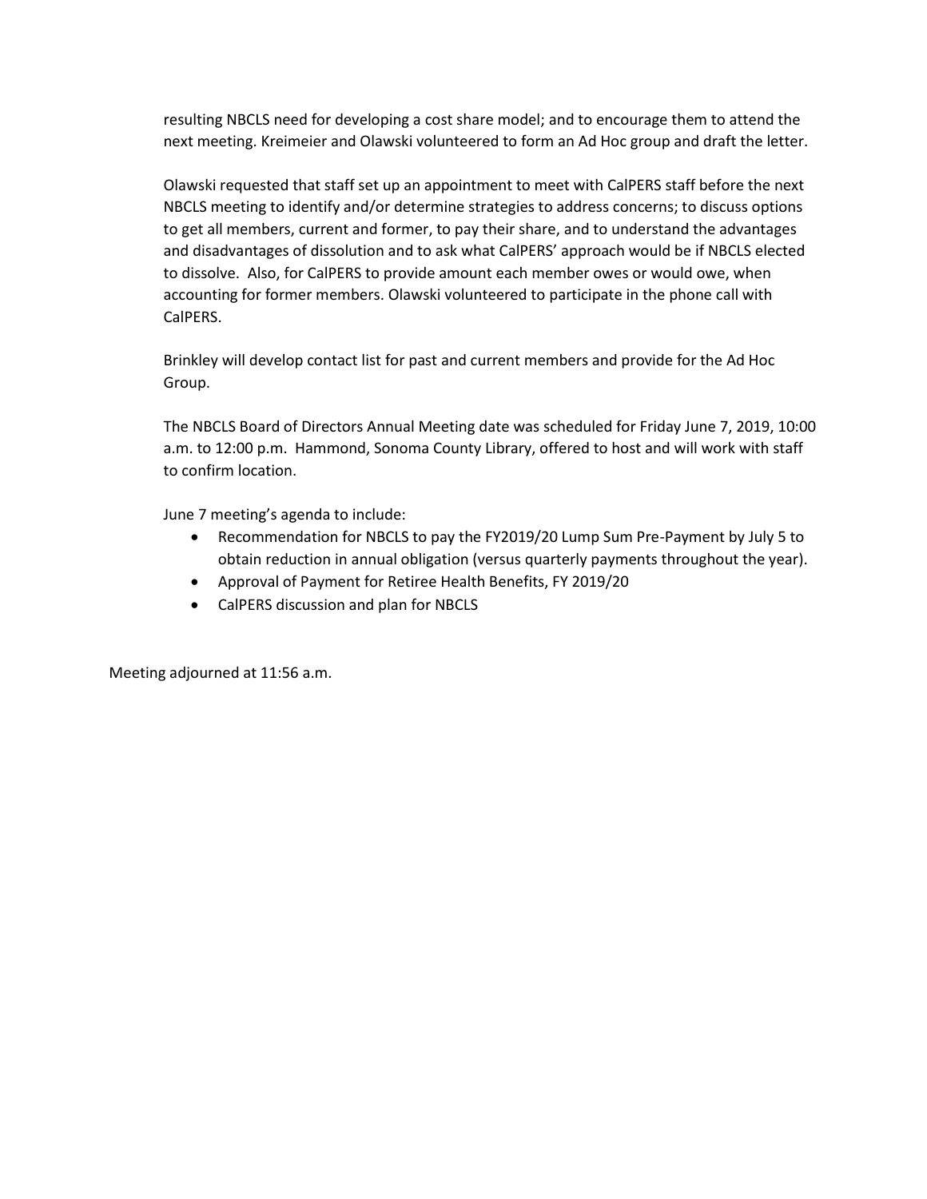resulting NBCLS need for developing a cost share model; and to encourage them to attend the next meeting. Kreimeier and Olawski volunteered to form an Ad Hoc group and draft the letter.

Olawski requested that staff set up an appointment to meet with CalPERS staff before the next NBCLS meeting to identify and/or determine strategies to address concerns; to discuss options to get all members, current and former, to pay their share, and to understand the advantages and disadvantages of dissolution and to ask what CalPERS' approach would be if NBCLS elected to dissolve. Also, for CalPERS to provide amount each member owes or would owe, when accounting for former members. Olawski volunteered to participate in the phone call with CalPERS.

Brinkley will develop contact list for past and current members and provide for the Ad Hoc Group.

The NBCLS Board of Directors Annual Meeting date was scheduled for Friday June 7, 2019, 10:00 a.m. to 12:00 p.m. Hammond, Sonoma County Library, offered to host and will work with staff to confirm location.

June 7 meeting's agenda to include:

- Recommendation for NBCLS to pay the FY2019/20 Lump Sum Pre-Payment by July 5 to obtain reduction in annual obligation (versus quarterly payments throughout the year).
- Approval of Payment for Retiree Health Benefits, FY 2019/20
- CalPERS discussion and plan for NBCLS

Meeting adjourned at 11:56 a.m.